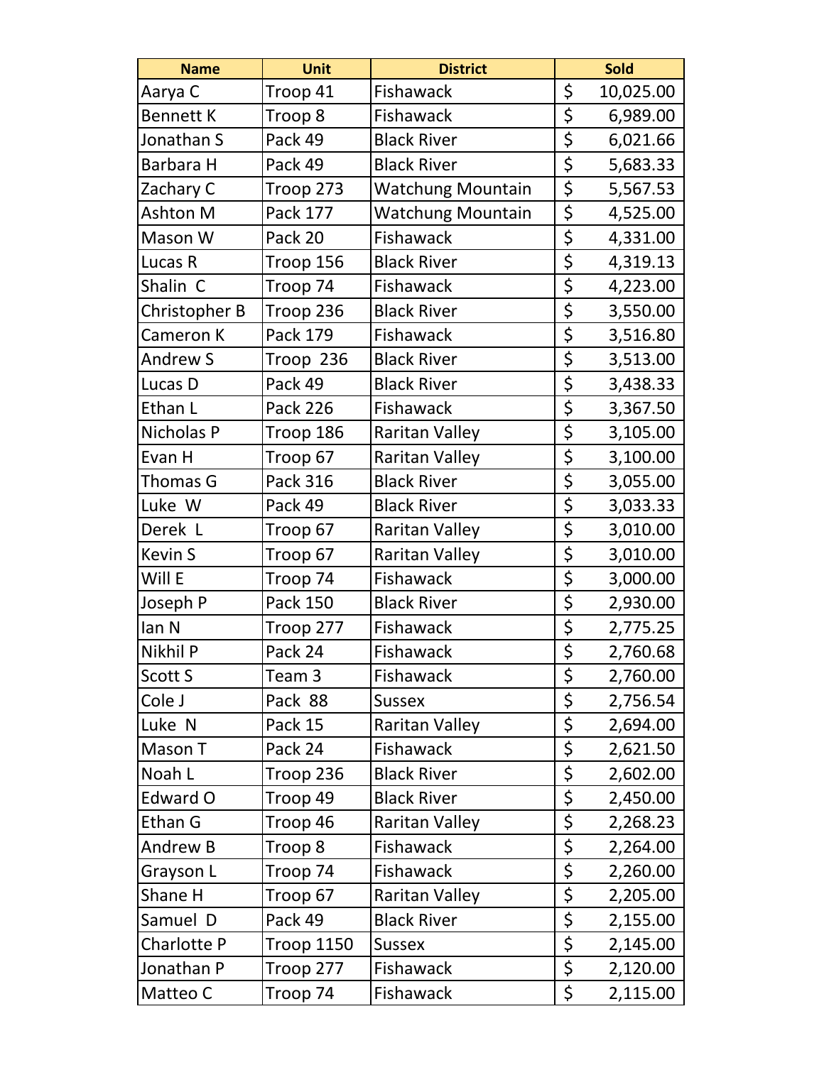| Name | Unit | District | Sold |
|---|---|---|---|
| Aarya C | Troop 41 | Fishawack | $ 10,025.00 |
| Bennett K | Troop 8 | Fishawack | $ 6,989.00 |
| Jonathan S | Pack 49 | Black River | $ 6,021.66 |
| Barbara H | Pack 49 | Black River | $ 5,683.33 |
| Zachary C | Troop 273 | Watchung Mountain | $ 5,567.53 |
| Ashton M | Pack 177 | Watchung Mountain | $ 4,525.00 |
| Mason W | Pack 20 | Fishawack | $ 4,331.00 |
| Lucas R | Troop 156 | Black River | $ 4,319.13 |
| Shalin C | Troop 74 | Fishawack | $ 4,223.00 |
| Christopher B | Troop 236 | Black River | $ 3,550.00 |
| Cameron K | Pack 179 | Fishawack | $ 3,516.80 |
| Andrew S | Troop 236 | Black River | $ 3,513.00 |
| Lucas D | Pack 49 | Black River | $ 3,438.33 |
| Ethan L | Pack 226 | Fishawack | $ 3,367.50 |
| Nicholas P | Troop 186 | Raritan Valley | $ 3,105.00 |
| Evan H | Troop 67 | Raritan Valley | $ 3,100.00 |
| Thomas G | Pack 316 | Black River | $ 3,055.00 |
| Luke W | Pack 49 | Black River | $ 3,033.33 |
| Derek L | Troop 67 | Raritan Valley | $ 3,010.00 |
| Kevin S | Troop 67 | Raritan Valley | $ 3,010.00 |
| Will E | Troop 74 | Fishawack | $ 3,000.00 |
| Joseph P | Pack 150 | Black River | $ 2,930.00 |
| Ian N | Troop 277 | Fishawack | $ 2,775.25 |
| Nikhil P | Pack 24 | Fishawack | $ 2,760.68 |
| Scott S | Team 3 | Fishawack | $ 2,760.00 |
| Cole J | Pack 88 | Sussex | $ 2,756.54 |
| Luke N | Pack 15 | Raritan Valley | $ 2,694.00 |
| Mason T | Pack 24 | Fishawack | $ 2,621.50 |
| Noah L | Troop 236 | Black River | $ 2,602.00 |
| Edward O | Troop 49 | Black River | $ 2,450.00 |
| Ethan G | Troop 46 | Raritan Valley | $ 2,268.23 |
| Andrew B | Troop 8 | Fishawack | $ 2,264.00 |
| Grayson L | Troop 74 | Fishawack | $ 2,260.00 |
| Shane H | Troop 67 | Raritan Valley | $ 2,205.00 |
| Samuel D | Pack 49 | Black River | $ 2,155.00 |
| Charlotte P | Troop 1150 | Sussex | $ 2,145.00 |
| Jonathan P | Troop 277 | Fishawack | $ 2,120.00 |
| Matteo C | Troop 74 | Fishawack | $ 2,115.00 |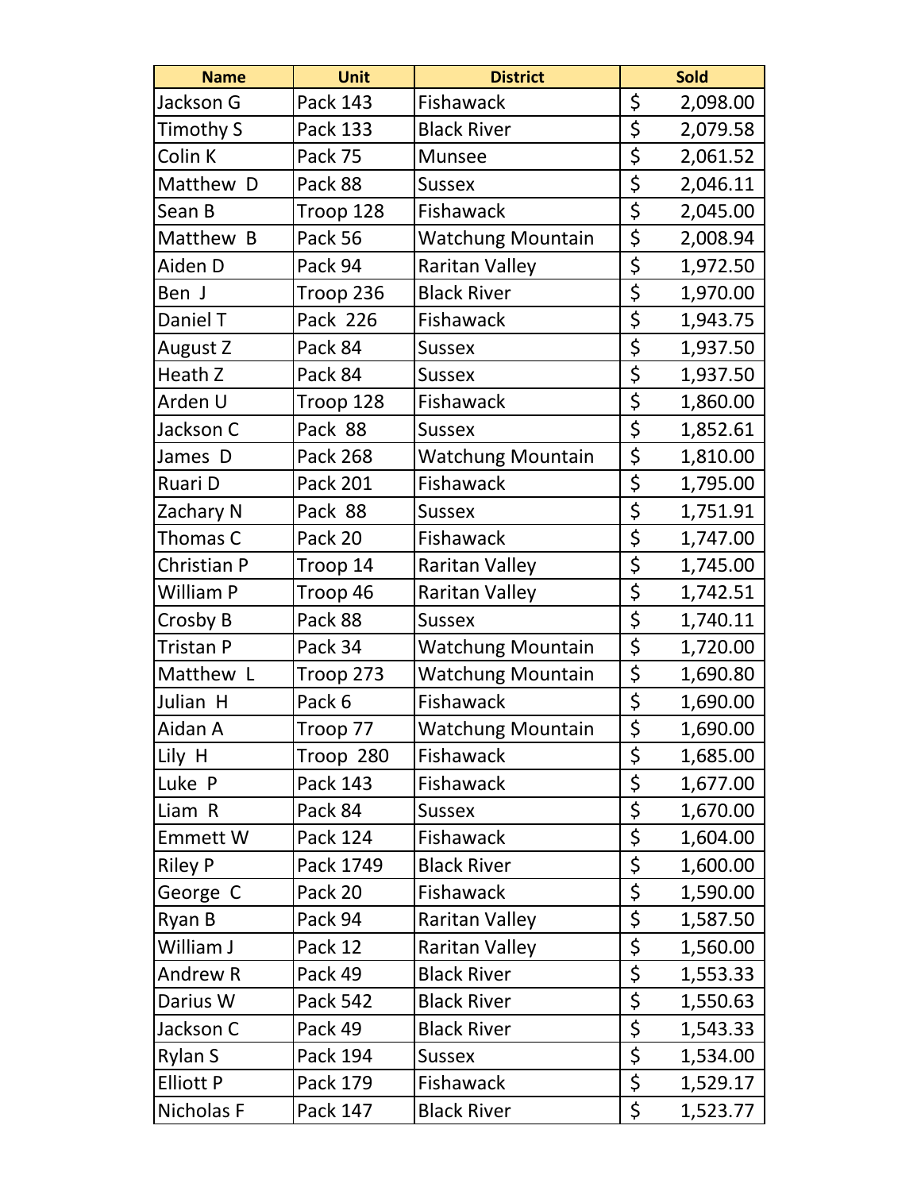| Name | Unit | District | Sold |
| --- | --- | --- | --- |
| Jackson G | Pack 143 | Fishawack | $ 2,098.00 |
| Timothy S | Pack 133 | Black River | $ 2,079.58 |
| Colin K | Pack 75 | Munsee | $ 2,061.52 |
| Matthew D | Pack 88 | Sussex | $ 2,046.11 |
| Sean B | Troop 128 | Fishawack | $ 2,045.00 |
| Matthew B | Pack 56 | Watchung Mountain | $ 2,008.94 |
| Aiden D | Pack 94 | Raritan Valley | $ 1,972.50 |
| Ben J | Troop 236 | Black River | $ 1,970.00 |
| Daniel T | Pack 226 | Fishawack | $ 1,943.75 |
| August Z | Pack 84 | Sussex | $ 1,937.50 |
| Heath Z | Pack 84 | Sussex | $ 1,937.50 |
| Arden U | Troop 128 | Fishawack | $ 1,860.00 |
| Jackson C | Pack 88 | Sussex | $ 1,852.61 |
| James D | Pack 268 | Watchung Mountain | $ 1,810.00 |
| Ruari D | Pack 201 | Fishawack | $ 1,795.00 |
| Zachary N | Pack 88 | Sussex | $ 1,751.91 |
| Thomas C | Pack 20 | Fishawack | $ 1,747.00 |
| Christian P | Troop 14 | Raritan Valley | $ 1,745.00 |
| William P | Troop 46 | Raritan Valley | $ 1,742.51 |
| Crosby B | Pack 88 | Sussex | $ 1,740.11 |
| Tristan P | Pack 34 | Watchung Mountain | $ 1,720.00 |
| Matthew L | Troop 273 | Watchung Mountain | $ 1,690.80 |
| Julian H | Pack 6 | Fishawack | $ 1,690.00 |
| Aidan A | Troop 77 | Watchung Mountain | $ 1,690.00 |
| Lily H | Troop 280 | Fishawack | $ 1,685.00 |
| Luke P | Pack 143 | Fishawack | $ 1,677.00 |
| Liam R | Pack 84 | Sussex | $ 1,670.00 |
| Emmett W | Pack 124 | Fishawack | $ 1,604.00 |
| Riley P | Pack 1749 | Black River | $ 1,600.00 |
| George C | Pack 20 | Fishawack | $ 1,590.00 |
| Ryan B | Pack 94 | Raritan Valley | $ 1,587.50 |
| William J | Pack 12 | Raritan Valley | $ 1,560.00 |
| Andrew R | Pack 49 | Black River | $ 1,553.33 |
| Darius W | Pack 542 | Black River | $ 1,550.63 |
| Jackson C | Pack 49 | Black River | $ 1,543.33 |
| Rylan S | Pack 194 | Sussex | $ 1,534.00 |
| Elliott P | Pack 179 | Fishawack | $ 1,529.17 |
| Nicholas F | Pack 147 | Black River | $ 1,523.77 |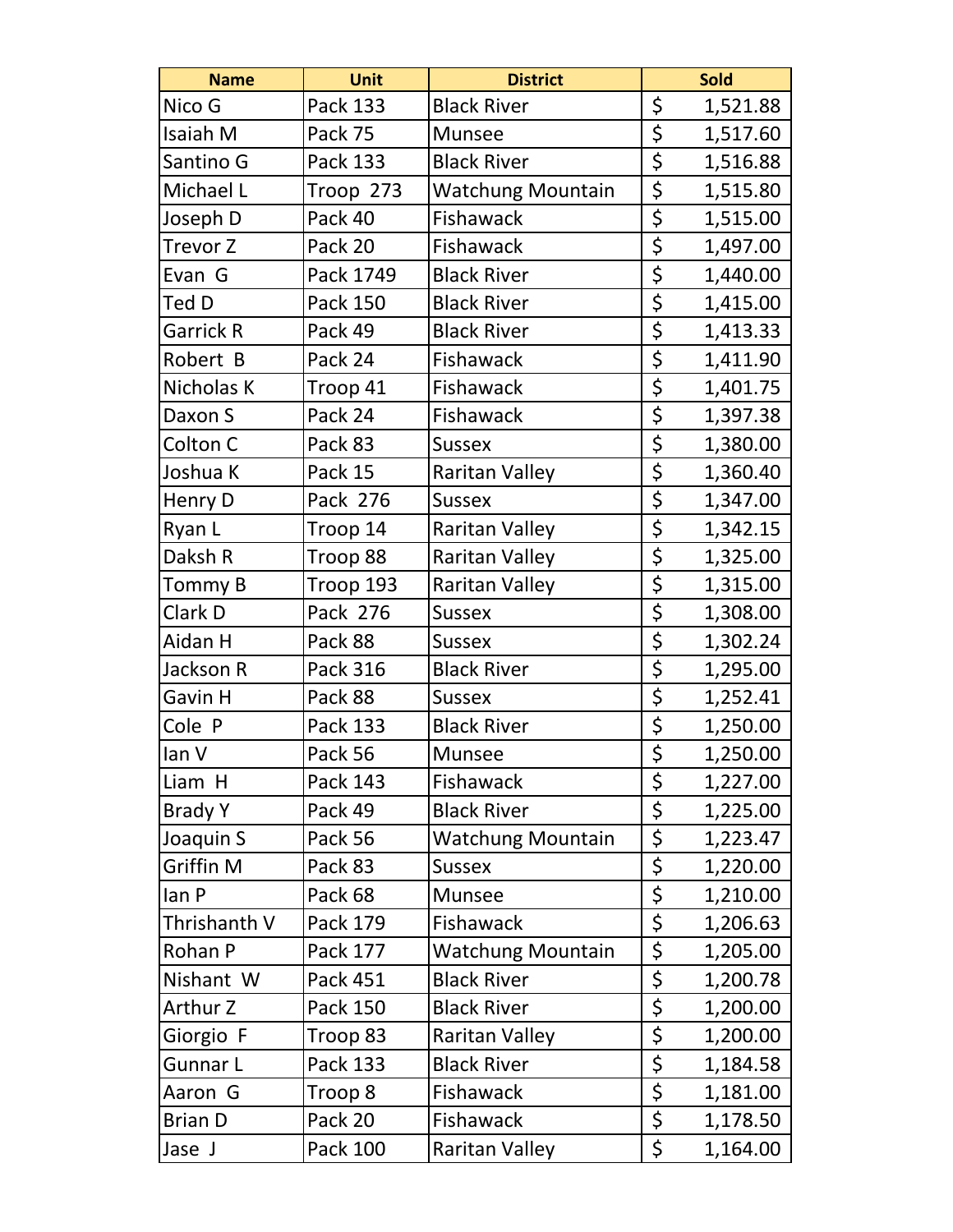| Name | Unit | District | Sold |
|---|---|---|---|
| Nico G | Pack 133 | Black River | $ 1,521.88 |
| Isaiah M | Pack 75 | Munsee | $ 1,517.60 |
| Santino G | Pack 133 | Black River | $ 1,516.88 |
| Michael L | Troop 273 | Watchung Mountain | $ 1,515.80 |
| Joseph D | Pack 40 | Fishawack | $ 1,515.00 |
| Trevor Z | Pack 20 | Fishawack | $ 1,497.00 |
| Evan G | Pack 1749 | Black River | $ 1,440.00 |
| Ted D | Pack 150 | Black River | $ 1,415.00 |
| Garrick R | Pack 49 | Black River | $ 1,413.33 |
| Robert B | Pack 24 | Fishawack | $ 1,411.90 |
| Nicholas K | Troop 41 | Fishawack | $ 1,401.75 |
| Daxon S | Pack 24 | Fishawack | $ 1,397.38 |
| Colton C | Pack 83 | Sussex | $ 1,380.00 |
| Joshua K | Pack 15 | Raritan Valley | $ 1,360.40 |
| Henry D | Pack 276 | Sussex | $ 1,347.00 |
| Ryan L | Troop 14 | Raritan Valley | $ 1,342.15 |
| Daksh R | Troop 88 | Raritan Valley | $ 1,325.00 |
| Tommy B | Troop 193 | Raritan Valley | $ 1,315.00 |
| Clark D | Pack 276 | Sussex | $ 1,308.00 |
| Aidan H | Pack 88 | Sussex | $ 1,302.24 |
| Jackson R | Pack 316 | Black River | $ 1,295.00 |
| Gavin H | Pack 88 | Sussex | $ 1,252.41 |
| Cole P | Pack 133 | Black River | $ 1,250.00 |
| Ian V | Pack 56 | Munsee | $ 1,250.00 |
| Liam H | Pack 143 | Fishawack | $ 1,227.00 |
| Brady Y | Pack 49 | Black River | $ 1,225.00 |
| Joaquin S | Pack 56 | Watchung Mountain | $ 1,223.47 |
| Griffin M | Pack 83 | Sussex | $ 1,220.00 |
| Ian P | Pack 68 | Munsee | $ 1,210.00 |
| Thrishanth V | Pack 179 | Fishawack | $ 1,206.63 |
| Rohan P | Pack 177 | Watchung Mountain | $ 1,205.00 |
| Nishant W | Pack 451 | Black River | $ 1,200.78 |
| Arthur Z | Pack 150 | Black River | $ 1,200.00 |
| Giorgio F | Troop 83 | Raritan Valley | $ 1,200.00 |
| Gunnar L | Pack 133 | Black River | $ 1,184.58 |
| Aaron G | Troop 8 | Fishawack | $ 1,181.00 |
| Brian D | Pack 20 | Fishawack | $ 1,178.50 |
| Jase J | Pack 100 | Raritan Valley | $ 1,164.00 |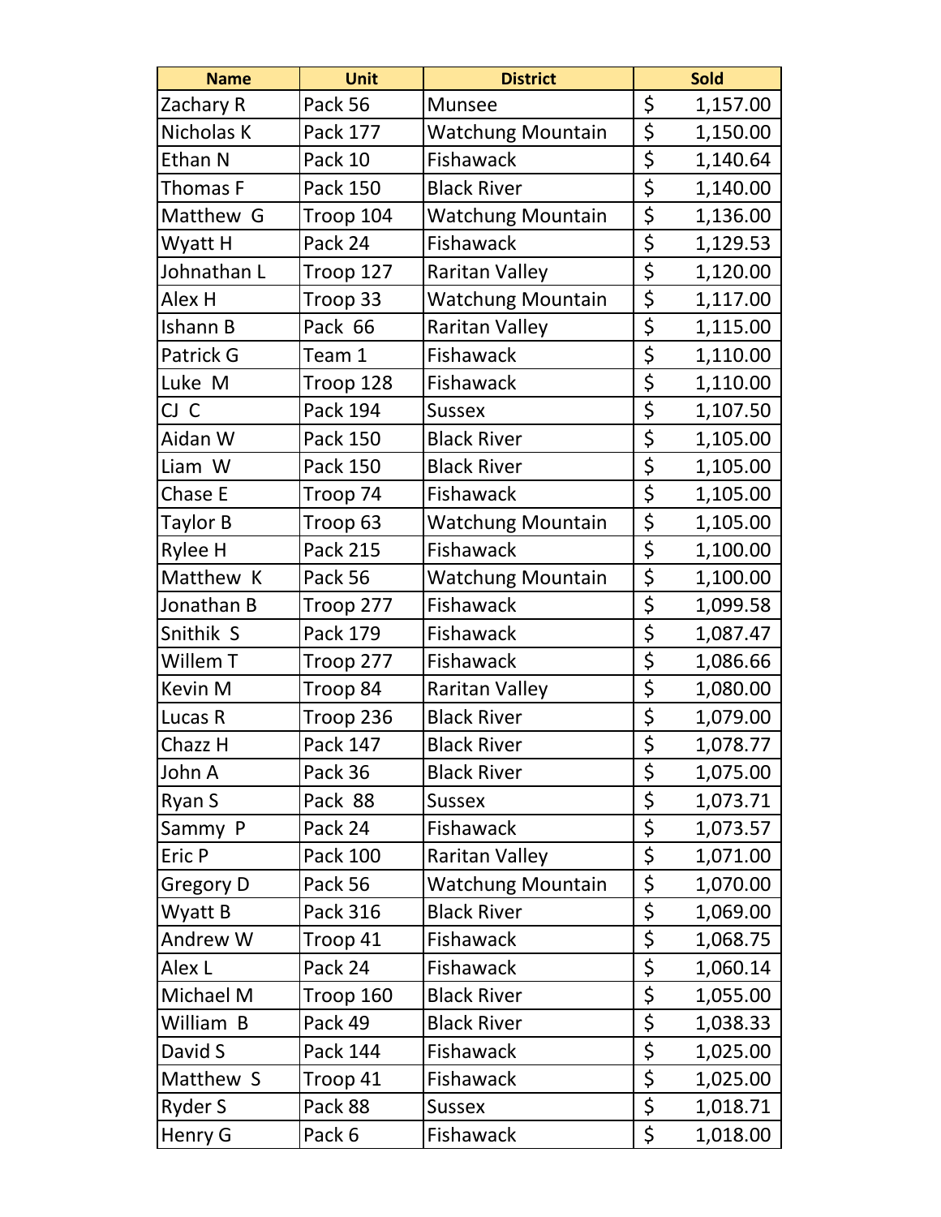| Name | Unit | District | Sold |
|---|---|---|---|
| Zachary R | Pack 56 | Munsee | $ 1,157.00 |
| Nicholas K | Pack 177 | Watchung Mountain | $ 1,150.00 |
| Ethan N | Pack 10 | Fishawack | $ 1,140.64 |
| Thomas F | Pack 150 | Black River | $ 1,140.00 |
| Matthew G | Troop 104 | Watchung Mountain | $ 1,136.00 |
| Wyatt H | Pack 24 | Fishawack | $ 1,129.53 |
| Johnathan L | Troop 127 | Raritan Valley | $ 1,120.00 |
| Alex H | Troop 33 | Watchung Mountain | $ 1,117.00 |
| Ishann B | Pack 66 | Raritan Valley | $ 1,115.00 |
| Patrick G | Team 1 | Fishawack | $ 1,110.00 |
| Luke M | Troop 128 | Fishawack | $ 1,110.00 |
| CJ C | Pack 194 | Sussex | $ 1,107.50 |
| Aidan W | Pack 150 | Black River | $ 1,105.00 |
| Liam W | Pack 150 | Black River | $ 1,105.00 |
| Chase E | Troop 74 | Fishawack | $ 1,105.00 |
| Taylor B | Troop 63 | Watchung Mountain | $ 1,105.00 |
| Rylee H | Pack 215 | Fishawack | $ 1,100.00 |
| Matthew K | Pack 56 | Watchung Mountain | $ 1,100.00 |
| Jonathan B | Troop 277 | Fishawack | $ 1,099.58 |
| Snithik S | Pack 179 | Fishawack | $ 1,087.47 |
| Willem T | Troop 277 | Fishawack | $ 1,086.66 |
| Kevin M | Troop 84 | Raritan Valley | $ 1,080.00 |
| Lucas R | Troop 236 | Black River | $ 1,079.00 |
| Chazz H | Pack 147 | Black River | $ 1,078.77 |
| John A | Pack 36 | Black River | $ 1,075.00 |
| Ryan S | Pack 88 | Sussex | $ 1,073.71 |
| Sammy P | Pack 24 | Fishawack | $ 1,073.57 |
| Eric P | Pack 100 | Raritan Valley | $ 1,071.00 |
| Gregory D | Pack 56 | Watchung Mountain | $ 1,070.00 |
| Wyatt B | Pack 316 | Black River | $ 1,069.00 |
| Andrew W | Troop 41 | Fishawack | $ 1,068.75 |
| Alex L | Pack 24 | Fishawack | $ 1,060.14 |
| Michael M | Troop 160 | Black River | $ 1,055.00 |
| William B | Pack 49 | Black River | $ 1,038.33 |
| David S | Pack 144 | Fishawack | $ 1,025.00 |
| Matthew S | Troop 41 | Fishawack | $ 1,025.00 |
| Ryder S | Pack 88 | Sussex | $ 1,018.71 |
| Henry G | Pack 6 | Fishawack | $ 1,018.00 |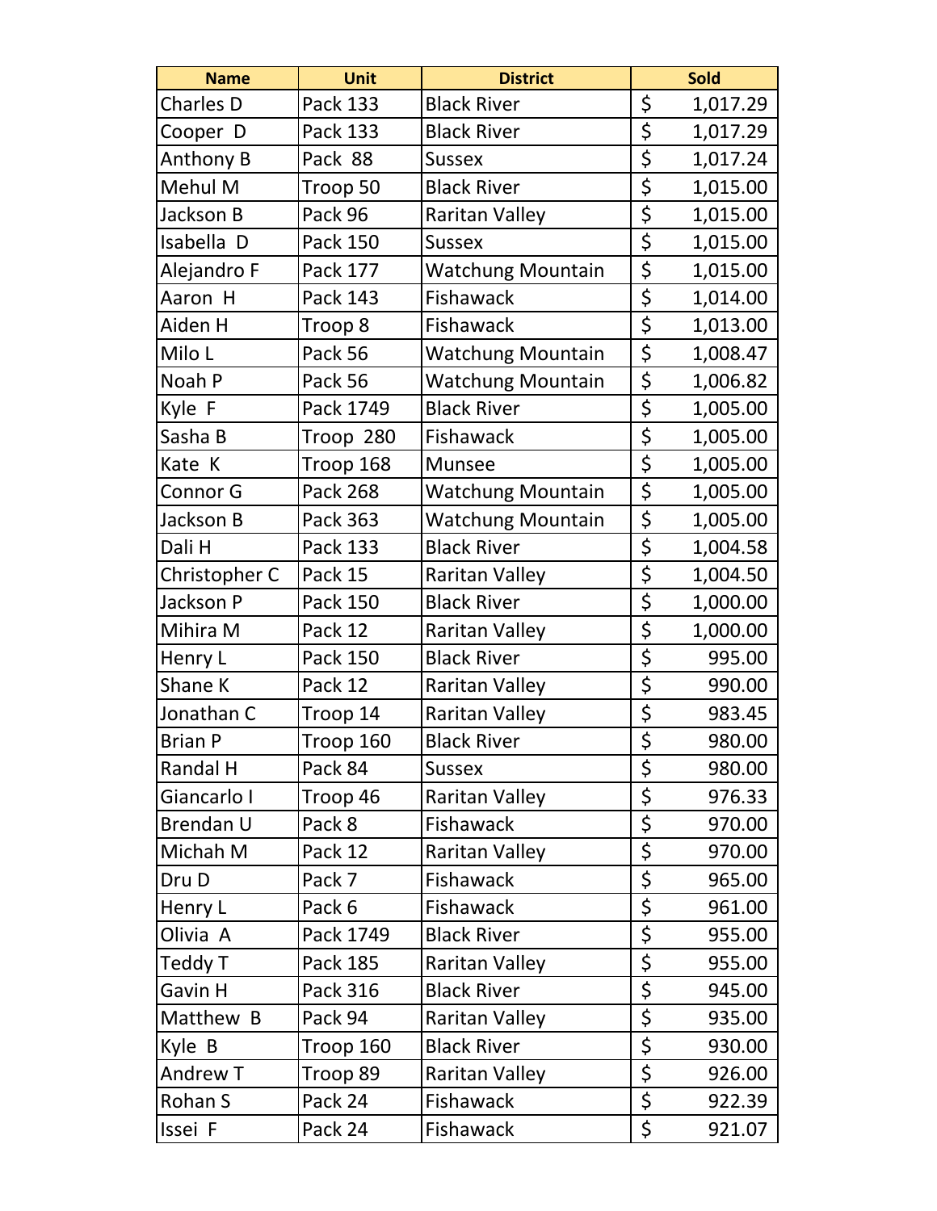| Name | Unit | District | Sold |
|---|---|---|---|
| Charles D | Pack 133 | Black River | $ 1,017.29 |
| Cooper D | Pack 133 | Black River | $ 1,017.29 |
| Anthony B | Pack 88 | Sussex | $ 1,017.24 |
| Mehul M | Troop 50 | Black River | $ 1,015.00 |
| Jackson B | Pack 96 | Raritan Valley | $ 1,015.00 |
| Isabella D | Pack 150 | Sussex | $ 1,015.00 |
| Alejandro F | Pack 177 | Watchung Mountain | $ 1,015.00 |
| Aaron H | Pack 143 | Fishawack | $ 1,014.00 |
| Aiden H | Troop 8 | Fishawack | $ 1,013.00 |
| Milo L | Pack 56 | Watchung Mountain | $ 1,008.47 |
| Noah P | Pack 56 | Watchung Mountain | $ 1,006.82 |
| Kyle F | Pack 1749 | Black River | $ 1,005.00 |
| Sasha B | Troop 280 | Fishawack | $ 1,005.00 |
| Kate K | Troop 168 | Munsee | $ 1,005.00 |
| Connor G | Pack 268 | Watchung Mountain | $ 1,005.00 |
| Jackson B | Pack 363 | Watchung Mountain | $ 1,005.00 |
| Dali H | Pack 133 | Black River | $ 1,004.58 |
| Christopher C | Pack 15 | Raritan Valley | $ 1,004.50 |
| Jackson P | Pack 150 | Black River | $ 1,000.00 |
| Mihira M | Pack 12 | Raritan Valley | $ 1,000.00 |
| Henry L | Pack 150 | Black River | $ 995.00 |
| Shane K | Pack 12 | Raritan Valley | $ 990.00 |
| Jonathan C | Troop 14 | Raritan Valley | $ 983.45 |
| Brian P | Troop 160 | Black River | $ 980.00 |
| Randal H | Pack 84 | Sussex | $ 980.00 |
| Giancarlo I | Troop 46 | Raritan Valley | $ 976.33 |
| Brendan U | Pack 8 | Fishawack | $ 970.00 |
| Michah M | Pack 12 | Raritan Valley | $ 970.00 |
| Dru D | Pack 7 | Fishawack | $ 965.00 |
| Henry L | Pack 6 | Fishawack | $ 961.00 |
| Olivia A | Pack 1749 | Black River | $ 955.00 |
| Teddy T | Pack 185 | Raritan Valley | $ 955.00 |
| Gavin H | Pack 316 | Black River | $ 945.00 |
| Matthew B | Pack 94 | Raritan Valley | $ 935.00 |
| Kyle B | Troop 160 | Black River | $ 930.00 |
| Andrew T | Troop 89 | Raritan Valley | $ 926.00 |
| Rohan S | Pack 24 | Fishawack | $ 922.39 |
| Issei F | Pack 24 | Fishawack | $ 921.07 |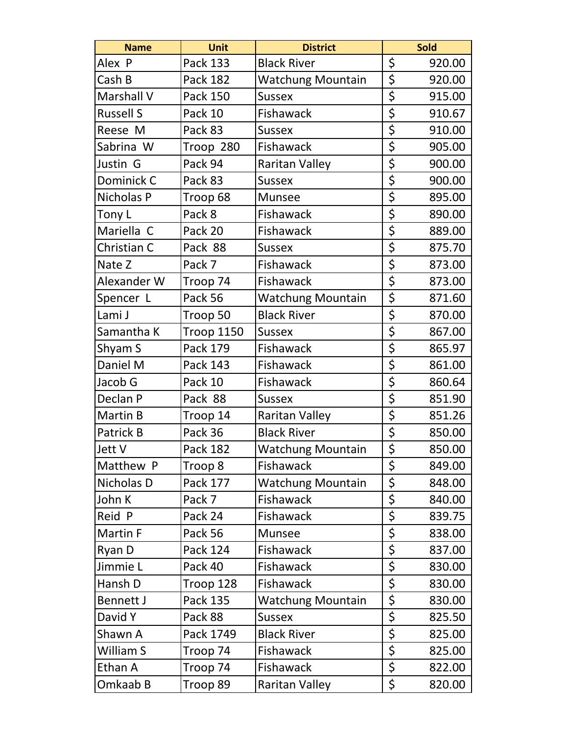| Name | Unit | District | Sold |
| --- | --- | --- | --- |
| Alex P | Pack 133 | Black River | $ 920.00 |
| Cash B | Pack 182 | Watchung Mountain | $ 920.00 |
| Marshall V | Pack 150 | Sussex | $ 915.00 |
| Russell S | Pack 10 | Fishawack | $ 910.67 |
| Reese M | Pack 83 | Sussex | $ 910.00 |
| Sabrina W | Troop 280 | Fishawack | $ 905.00 |
| Justin G | Pack 94 | Raritan Valley | $ 900.00 |
| Dominick C | Pack 83 | Sussex | $ 900.00 |
| Nicholas P | Troop 68 | Munsee | $ 895.00 |
| Tony L | Pack 8 | Fishawack | $ 890.00 |
| Mariella C | Pack 20 | Fishawack | $ 889.00 |
| Christian C | Pack 88 | Sussex | $ 875.70 |
| Nate Z | Pack 7 | Fishawack | $ 873.00 |
| Alexander W | Troop 74 | Fishawack | $ 873.00 |
| Spencer L | Pack 56 | Watchung Mountain | $ 871.60 |
| Lami J | Troop 50 | Black River | $ 870.00 |
| Samantha K | Troop 1150 | Sussex | $ 867.00 |
| Shyam S | Pack 179 | Fishawack | $ 865.97 |
| Daniel M | Pack 143 | Fishawack | $ 861.00 |
| Jacob G | Pack 10 | Fishawack | $ 860.64 |
| Declan P | Pack 88 | Sussex | $ 851.90 |
| Martin B | Troop 14 | Raritan Valley | $ 851.26 |
| Patrick B | Pack 36 | Black River | $ 850.00 |
| Jett V | Pack 182 | Watchung Mountain | $ 850.00 |
| Matthew P | Troop 8 | Fishawack | $ 849.00 |
| Nicholas D | Pack 177 | Watchung Mountain | $ 848.00 |
| John K | Pack 7 | Fishawack | $ 840.00 |
| Reid P | Pack 24 | Fishawack | $ 839.75 |
| Martin F | Pack 56 | Munsee | $ 838.00 |
| Ryan D | Pack 124 | Fishawack | $ 837.00 |
| Jimmie L | Pack 40 | Fishawack | $ 830.00 |
| Hansh D | Troop 128 | Fishawack | $ 830.00 |
| Bennett J | Pack 135 | Watchung Mountain | $ 830.00 |
| David Y | Pack 88 | Sussex | $ 825.50 |
| Shawn A | Pack 1749 | Black River | $ 825.00 |
| William S | Troop 74 | Fishawack | $ 825.00 |
| Ethan A | Troop 74 | Fishawack | $ 822.00 |
| Omkaab B | Troop 89 | Raritan Valley | $ 820.00 |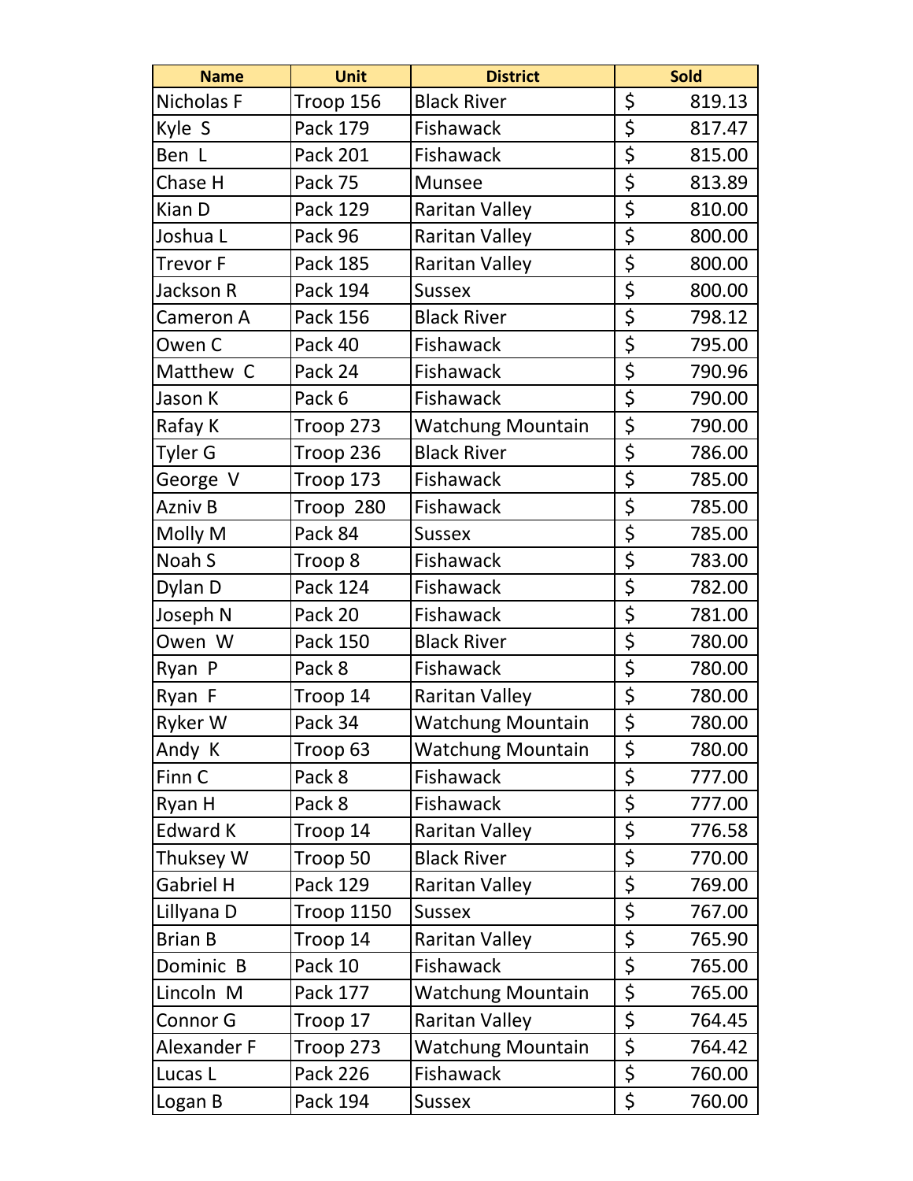| Name | Unit | District | Sold |
|---|---|---|---|
| Nicholas F | Troop 156 | Black River | $ 819.13 |
| Kyle S | Pack 179 | Fishawack | $ 817.47 |
| Ben L | Pack 201 | Fishawack | $ 815.00 |
| Chase H | Pack 75 | Munsee | $ 813.89 |
| Kian D | Pack 129 | Raritan Valley | $ 810.00 |
| Joshua L | Pack 96 | Raritan Valley | $ 800.00 |
| Trevor F | Pack 185 | Raritan Valley | $ 800.00 |
| Jackson R | Pack 194 | Sussex | $ 800.00 |
| Cameron A | Pack 156 | Black River | $ 798.12 |
| Owen C | Pack 40 | Fishawack | $ 795.00 |
| Matthew C | Pack 24 | Fishawack | $ 790.96 |
| Jason K | Pack 6 | Fishawack | $ 790.00 |
| Rafay K | Troop 273 | Watchung Mountain | $ 790.00 |
| Tyler G | Troop 236 | Black River | $ 786.00 |
| George V | Troop 173 | Fishawack | $ 785.00 |
| Azniv B | Troop 280 | Fishawack | $ 785.00 |
| Molly M | Pack 84 | Sussex | $ 785.00 |
| Noah S | Troop 8 | Fishawack | $ 783.00 |
| Dylan D | Pack 124 | Fishawack | $ 782.00 |
| Joseph N | Pack 20 | Fishawack | $ 781.00 |
| Owen W | Pack 150 | Black River | $ 780.00 |
| Ryan P | Pack 8 | Fishawack | $ 780.00 |
| Ryan F | Troop 14 | Raritan Valley | $ 780.00 |
| Ryker W | Pack 34 | Watchung Mountain | $ 780.00 |
| Andy K | Troop 63 | Watchung Mountain | $ 780.00 |
| Finn C | Pack 8 | Fishawack | $ 777.00 |
| Ryan H | Pack 8 | Fishawack | $ 777.00 |
| Edward K | Troop 14 | Raritan Valley | $ 776.58 |
| Thuksey W | Troop 50 | Black River | $ 770.00 |
| Gabriel H | Pack 129 | Raritan Valley | $ 769.00 |
| Lillyana D | Troop 1150 | Sussex | $ 767.00 |
| Brian B | Troop 14 | Raritan Valley | $ 765.90 |
| Dominic B | Pack 10 | Fishawack | $ 765.00 |
| Lincoln M | Pack 177 | Watchung Mountain | $ 765.00 |
| Connor G | Troop 17 | Raritan Valley | $ 764.45 |
| Alexander F | Troop 273 | Watchung Mountain | $ 764.42 |
| Lucas L | Pack 226 | Fishawack | $ 760.00 |
| Logan B | Pack 194 | Sussex | $ 760.00 |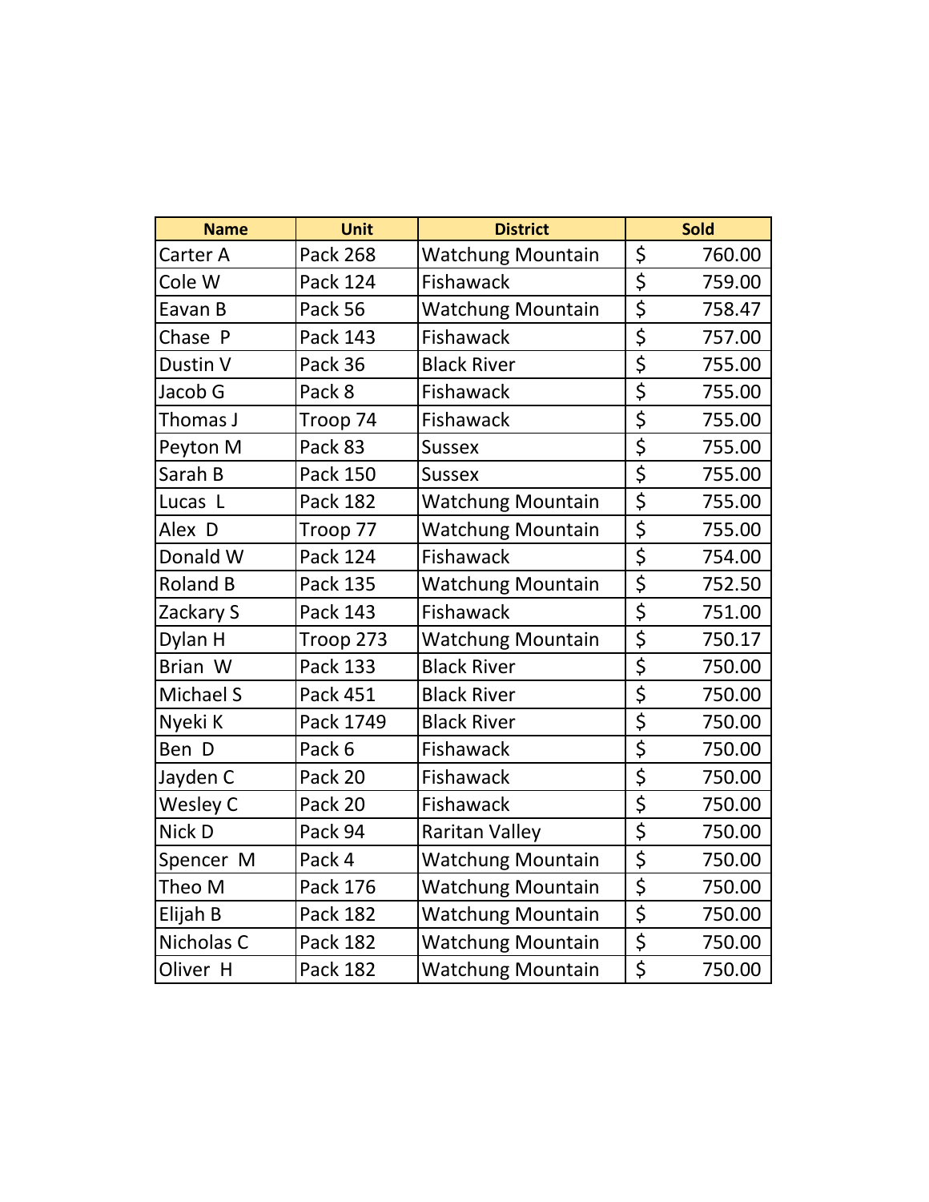| Name | Unit | District | Sold |
|---|---|---|---|
| Carter A | Pack 268 | Watchung Mountain | $ 760.00 |
| Cole W | Pack 124 | Fishawack | $ 759.00 |
| Eavan B | Pack 56 | Watchung Mountain | $ 758.47 |
| Chase P | Pack 143 | Fishawack | $ 757.00 |
| Dustin V | Pack 36 | Black River | $ 755.00 |
| Jacob G | Pack 8 | Fishawack | $ 755.00 |
| Thomas J | Troop 74 | Fishawack | $ 755.00 |
| Peyton M | Pack 83 | Sussex | $ 755.00 |
| Sarah B | Pack 150 | Sussex | $ 755.00 |
| Lucas L | Pack 182 | Watchung Mountain | $ 755.00 |
| Alex D | Troop 77 | Watchung Mountain | $ 755.00 |
| Donald W | Pack 124 | Fishawack | $ 754.00 |
| Roland B | Pack 135 | Watchung Mountain | $ 752.50 |
| Zackary S | Pack 143 | Fishawack | $ 751.00 |
| Dylan H | Troop 273 | Watchung Mountain | $ 750.17 |
| Brian W | Pack 133 | Black River | $ 750.00 |
| Michael S | Pack 451 | Black River | $ 750.00 |
| Nyeki K | Pack 1749 | Black River | $ 750.00 |
| Ben D | Pack 6 | Fishawack | $ 750.00 |
| Jayden C | Pack 20 | Fishawack | $ 750.00 |
| Wesley C | Pack 20 | Fishawack | $ 750.00 |
| Nick D | Pack 94 | Raritan Valley | $ 750.00 |
| Spencer M | Pack 4 | Watchung Mountain | $ 750.00 |
| Theo M | Pack 176 | Watchung Mountain | $ 750.00 |
| Elijah B | Pack 182 | Watchung Mountain | $ 750.00 |
| Nicholas C | Pack 182 | Watchung Mountain | $ 750.00 |
| Oliver H | Pack 182 | Watchung Mountain | $ 750.00 |